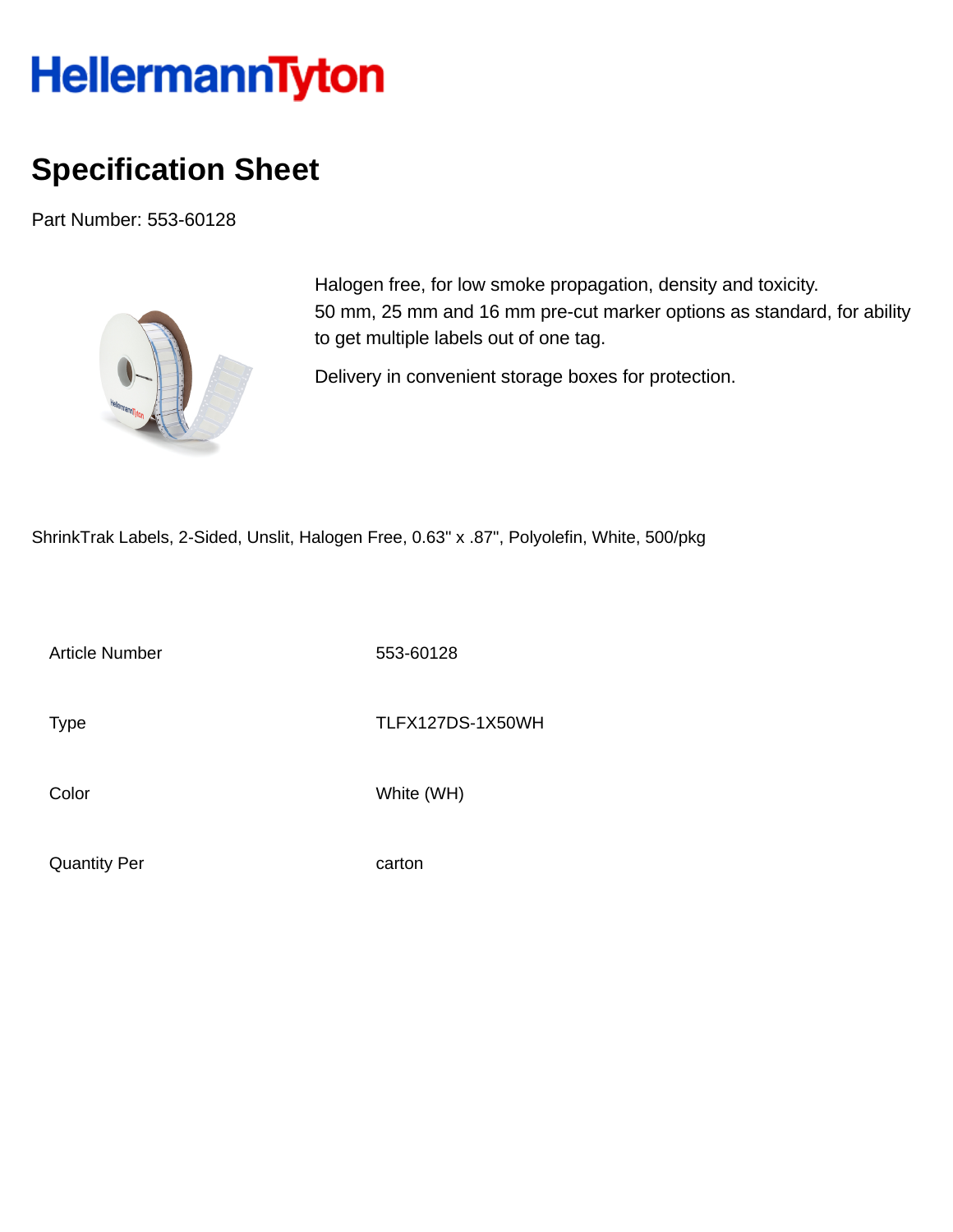HellermannTyton

# Specification Sheet

Part Number: 553-60128

Halogen free, for low smoke propagation, density and toxicity.
50 mm, 25 mm and 16 mm pre-cut marker options as standard, for ability to get multiple labels out of one tag.

Delivery in convenient storage boxes for protection.

ShrinkTrak Labels, 2-Sided, Unslit, Halogen Free, 0.63" x .87", Polyolefin, White, 500/pkg

| | |
|---|---|
| Article Number | 553-60128 |
| Type | TLFX127DS-1X50WH |
| Color | White (WH) |
| Quantity Per | carton |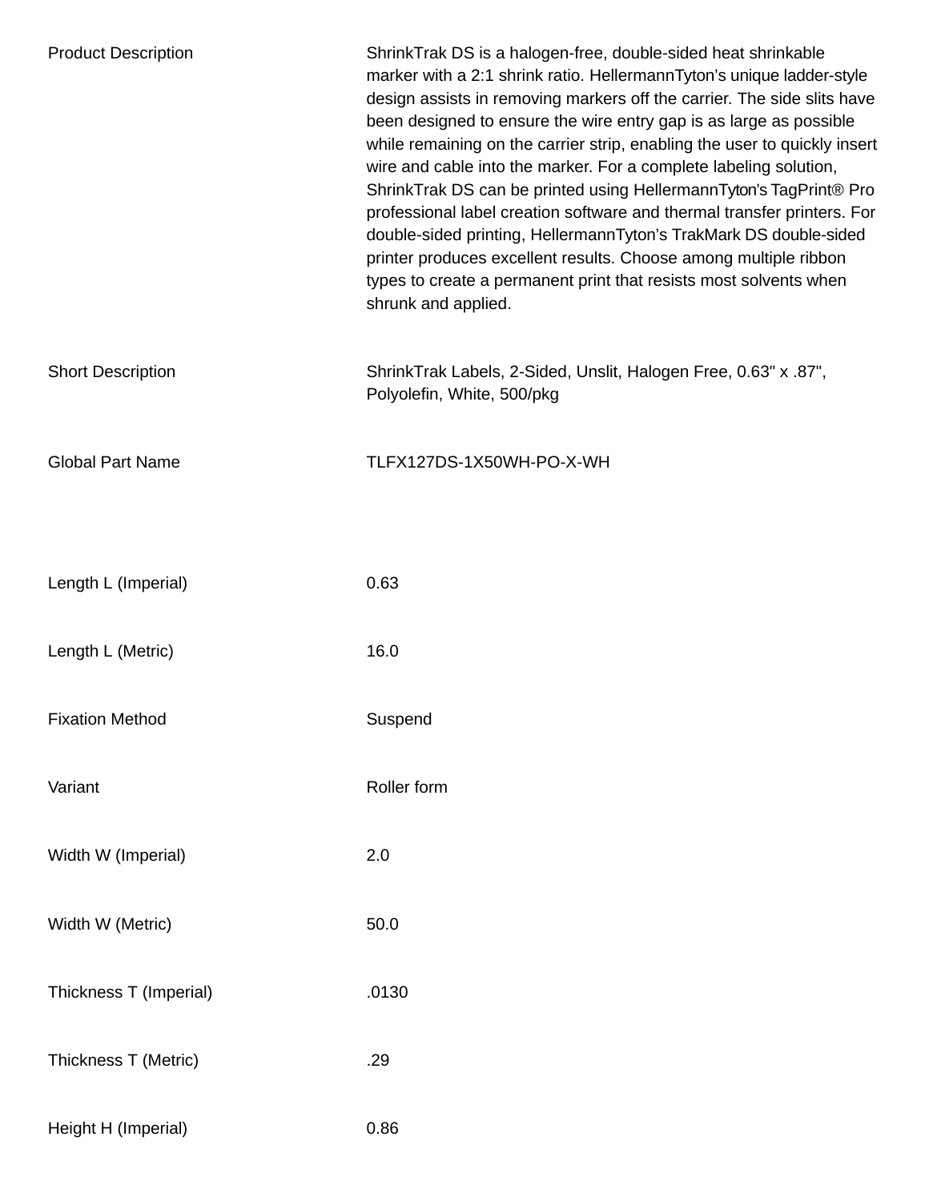| | |
|---|---|
| Product Description | ShrinkTrak DS is a halogen-free, double-sided heat shrinkable marker with a 2:1 shrink ratio. HellermannTyton's unique ladder-style design assists in removing markers off the carrier. The side slits have been designed to ensure the wire entry gap is as large as possible while remaining on the carrier strip, enabling the user to quickly insert wire and cable into the marker. For a complete labeling solution, ShrinkTrak DS can be printed using HellermannTyton's TagPrint® Pro professional label creation software and thermal transfer printers. For double-sided printing, HellermannTyton's TrakMark DS double-sided printer produces excellent results. Choose among multiple ribbon types to create a permanent print that resists most solvents when shrunk and applied. |
| Short Description | ShrinkTrak Labels, 2-Sided, Unslit, Halogen Free, 0.63" x .87", Polyolefin, White, 500/pkg |
| Global Part Name | TLFX127DS-1X50WH-PO-X-WH |
| | |
| Length L (Imperial) | 0.63 |
| Length L (Metric) | 16.0 |
| Fixation Method | Suspend |
| Variant | Roller form |
| Width W (Imperial) | 2.0 |
| Width W (Metric) | 50.0 |
| Thickness T (Imperial) | .0130 |
| Thickness T (Metric) | .29 |
| Height H (Imperial) | 0.86 |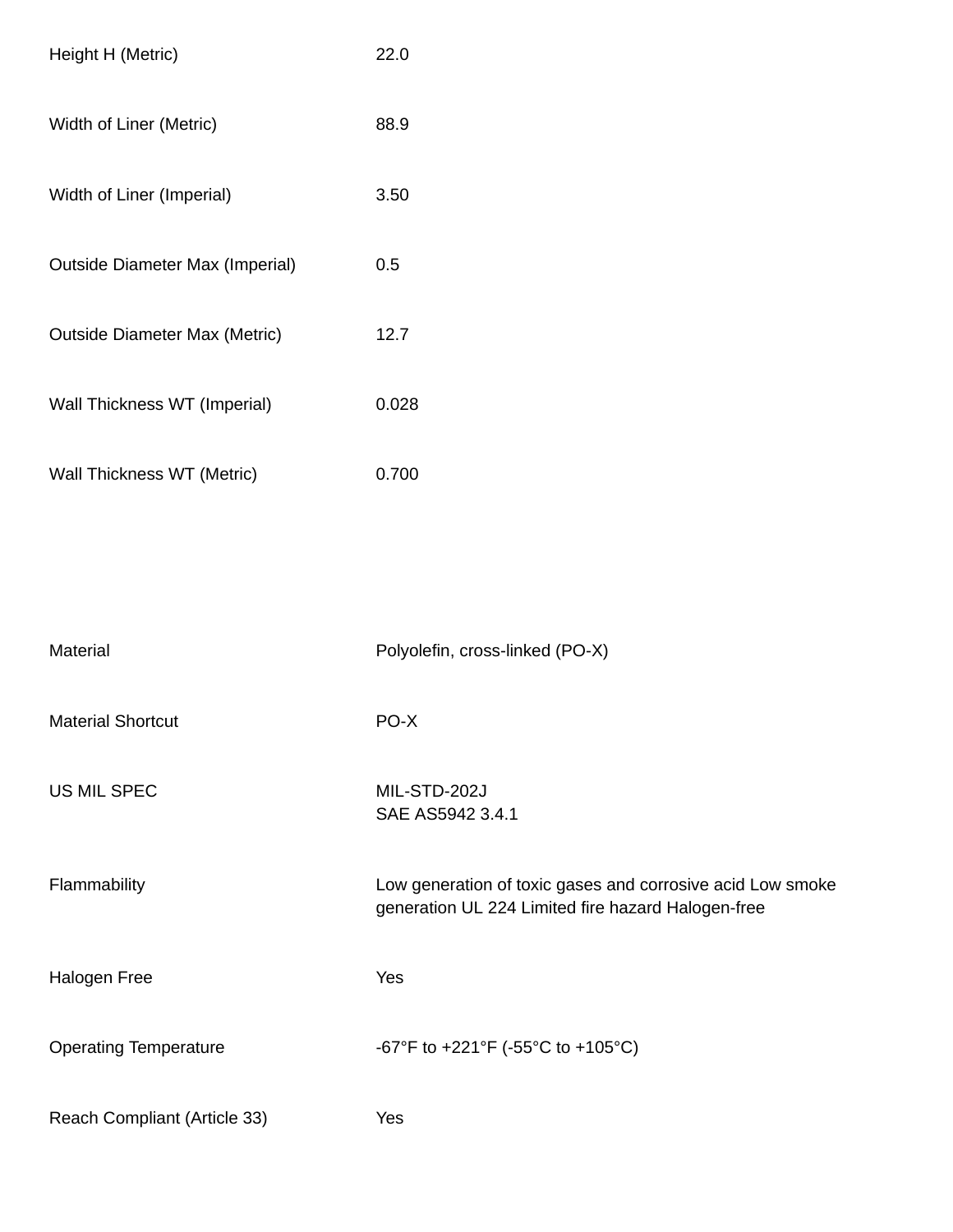| | |
|---|---|
| Height H (Metric) | 22.0 |
| Width of Liner (Metric) | 88.9 |
| Width of Liner (Imperial) | 3.50 |
| Outside Diameter Max (Imperial) | 0.5 |
| Outside Diameter Max (Metric) | 12.7 |
| Wall Thickness WT (Imperial) | 0.028 |
| Wall Thickness WT (Metric) | 0.700 |

| | |
|---|---|
| Material | Polyolefin, cross-linked (PO-X) |
| Material Shortcut | PO-X |
| US MIL SPEC | MIL-STD-202J<br>SAE AS5942 3.4.1 |
| Flammability | Low generation of toxic gases and corrosive acid Low smoke generation UL 224 Limited fire hazard Halogen-free |
| Halogen Free | Yes |
| Operating Temperature | -67°F to +221°F (-55°C to +105°C) |
| Reach Compliant (Article 33) | Yes |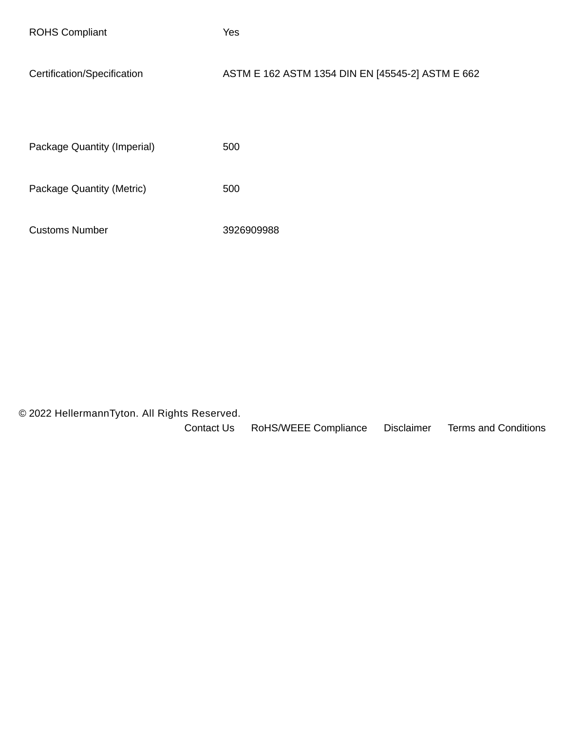| | |
|---|---|
| ROHS Compliant | Yes |
| Certification/Specification | ASTM E 162 ASTM 1354 DIN EN [45545-2] ASTM E 662 |
| Package Quantity (Imperial) | 500 |
| Package Quantity (Metric) | 500 |
| Customs Number | 3926909988 |

© 2022 HellermannTyton. All Rights Reserved.

Contact Us RoHS/WEEE Compliance Disclaimer Terms and Conditions